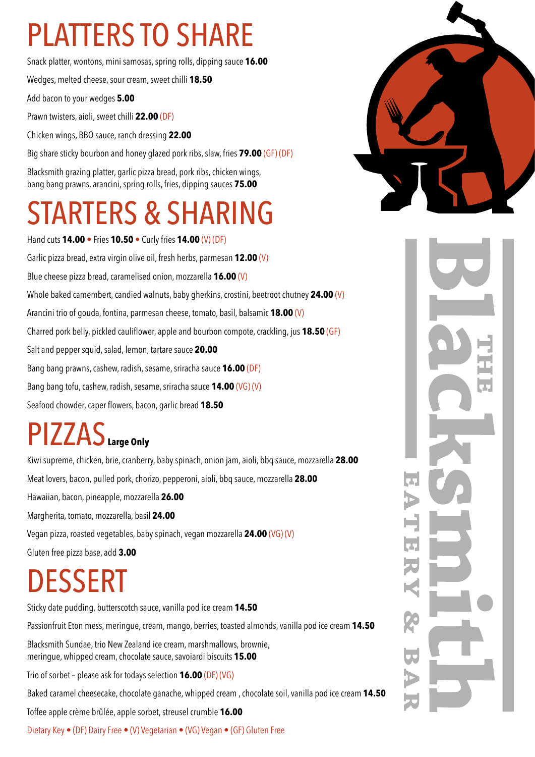# PLATTERS TO SHARE

Snack platter, wontons, mini samosas, spring rolls, dipping sauce **16.00**

Wedges, melted cheese, sour cream, sweet chilli **18.50**

Add bacon to your wedges **5.00**

Prawn twisters, aioli, sweet chilli **22.00** (DF)

Chicken wings, BBQ sauce, ranch dressing **22.00**

Big share sticky bourbon and honey glazed pork ribs, slaw, fries **79.00** (GF) (DF)

Blacksmith grazing platter, garlic pizza bread, pork ribs, chicken wings, bang bang prawns, arancini, spring rolls, fries, dipping sauces **75.00**

# STARTERS & SHARING

Hand cuts **14.00** • Fries **10.50** • Curly fries **14.00** (V) (DF)

Garlic pizza bread, extra virgin olive oil, fresh herbs, parmesan **12.00** (V)

Blue cheese pizza bread, caramelised onion, mozzarella **16.00** (V)

Whole baked camembert, candied walnuts, baby gherkins, crostini, beetroot chutney **24.00** (V)

Arancini trio of gouda, fontina, parmesan cheese, tomato, basil, balsamic **18.00** (V)

Charred pork belly, pickled cauliflower, apple and bourbon compote, crackling, jus **18.50** (GF)

Salt and pepper squid, salad, lemon, tartare sauce **20.00**

Bang bang prawns, cashew, radish, sesame, sriracha sauce **16.00** (DF)

Bang bang tofu, cashew, radish, sesame, sriracha sauce **14.00** (VG) (V)

Seafood chowder, caper flowers, bacon, garlic bread **18.50**

# PIZZAS **Large Only**

Kiwi supreme, chicken, brie, cranberry, baby spinach, onion jam, aioli, bbq sauce, mozzarella **28.00**

Meat lovers, bacon, pulled pork, chorizo, pepperoni, aioli, bbq sauce, mozzarella **28.00**

Hawaiian, bacon, pineapple, mozzarella **26.00**

Margherita, tomato, mozzarella, basil **24.00**

Vegan pizza, roasted vegetables, baby spinach, vegan mozzarella **24.00** (VG) (V)

Gluten free pizza base, add **3.00**

# DESSERT

Sticky date pudding, butterscotch sauce, vanilla pod ice cream **14.50**

Passionfruit Eton mess, meringue, cream, mango, berries, toasted almonds, vanilla pod ice cream **14.50**

Blacksmith Sundae, trio New Zealand ice cream, marshmallows, brownie, meringue, whipped cream, chocolate sauce, savoiardi biscuits **15.00**

Trio of sorbet – please ask for todays selection **16.00** (DF) (VG)

Baked caramel cheesecake, chocolate ganache, whipped cream , chocolate soil, vanilla pod ice cream **14.50**

Toffee apple crème brûlée, apple sorbet, streusel crumble **16.00**

Dietary Key • (DF) Dairy Free • (V) Vegetarian • (VG) Vegan • (GF) Gluten Free

THE Blacksmith EATERY & BAR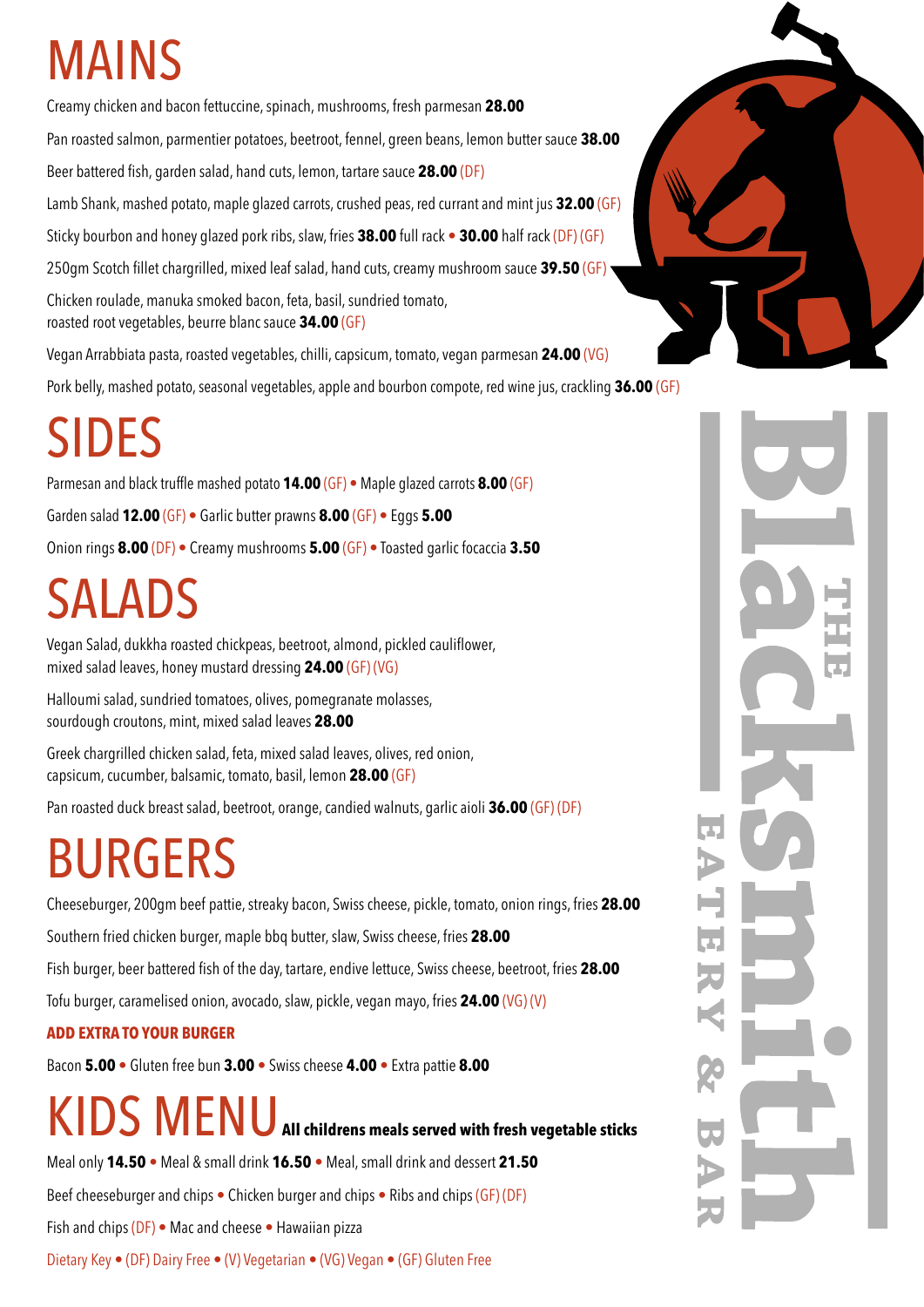# MAINS

Creamy chicken and bacon fettuccine, spinach, mushrooms, fresh parmesan **28.00**

Pan roasted salmon, parmentier potatoes, beetroot, fennel, green beans, lemon butter sauce **38.00**

Beer battered fish, garden salad, hand cuts, lemon, tartare sauce **28.00** (DF)

Lamb Shank, mashed potato, maple glazed carrots, crushed peas, red currant and mint jus **32.00** (GF)

Sticky bourbon and honey glazed pork ribs, slaw, fries **38.00** full rack • **30.00** half rack (DF) (GF)

250gm Scotch fillet chargrilled, mixed leaf salad, hand cuts, creamy mushroom sauce **39.50** (GF)

Chicken roulade, manuka smoked bacon, feta, basil, sundried tomato, roasted root vegetables, beurre blanc sauce **34.00** (GF)

Vegan Arrabbiata pasta, roasted vegetables, chilli, capsicum, tomato, vegan parmesan **24.00** (VG)

Pork belly, mashed potato, seasonal vegetables, apple and bourbon compote, red wine jus, crackling **36.00** (GF)

# SIDES

Parmesan and black truffle mashed potato **14.00** (GF) • Maple glazed carrots **8.00** (GF)

Garden salad **12.00** (GF) • Garlic butter prawns **8.00** (GF) • Eggs **5.00**

Onion rings **8.00** (DF) • Creamy mushrooms **5.00** (GF) • Toasted garlic focaccia **3.50**

# SALADS

Vegan Salad, dukkha roasted chickpeas, beetroot, almond, pickled cauliflower, mixed salad leaves, honey mustard dressing **24.00** (GF) (VG)

Halloumi salad, sundried tomatoes, olives, pomegranate molasses, sourdough croutons, mint, mixed salad leaves **28.00**

Greek chargrilled chicken salad, feta, mixed salad leaves, olives, red onion, capsicum, cucumber, balsamic, tomato, basil, lemon **28.00** (GF)

Pan roasted duck breast salad, beetroot, orange, candied walnuts, garlic aioli **36.00** (GF) (DF)

# BURGERS

Cheeseburger, 200gm beef pattie, streaky bacon, Swiss cheese, pickle, tomato, onion rings, fries **28.00**

Southern fried chicken burger, maple bbq butter, slaw, Swiss cheese, fries **28.00**

Fish burger, beer battered fish of the day, tartare, endive lettuce, Swiss cheese, beetroot, fries **28.00**

Tofu burger, caramelised onion, avocado, slaw, pickle, vegan mayo, fries **24.00** (VG) (V)

**ADD EXTRA TO YOUR BURGER**

Bacon **5.00** • Gluten free bun **3.00** • Swiss cheese **4.00** • Extra pattie **8.00**

# KIDS MENU

**All childrens meals served with fresh vegetable sticks**

Meal only **14.50** • Meal & small drink **16.50** • Meal, small drink and dessert **21.50**

Beef cheeseburger and chips • Chicken burger and chips • Ribs and chips (GF) (DF)

Fish and chips (DF) • Mac and cheese • Hawaiian pizza

Dietary Key • (DF) Dairy Free • (V) Vegetarian • (VG) Vegan • (GF) Gluten Free

THE Blacksmith EATERY & BAR